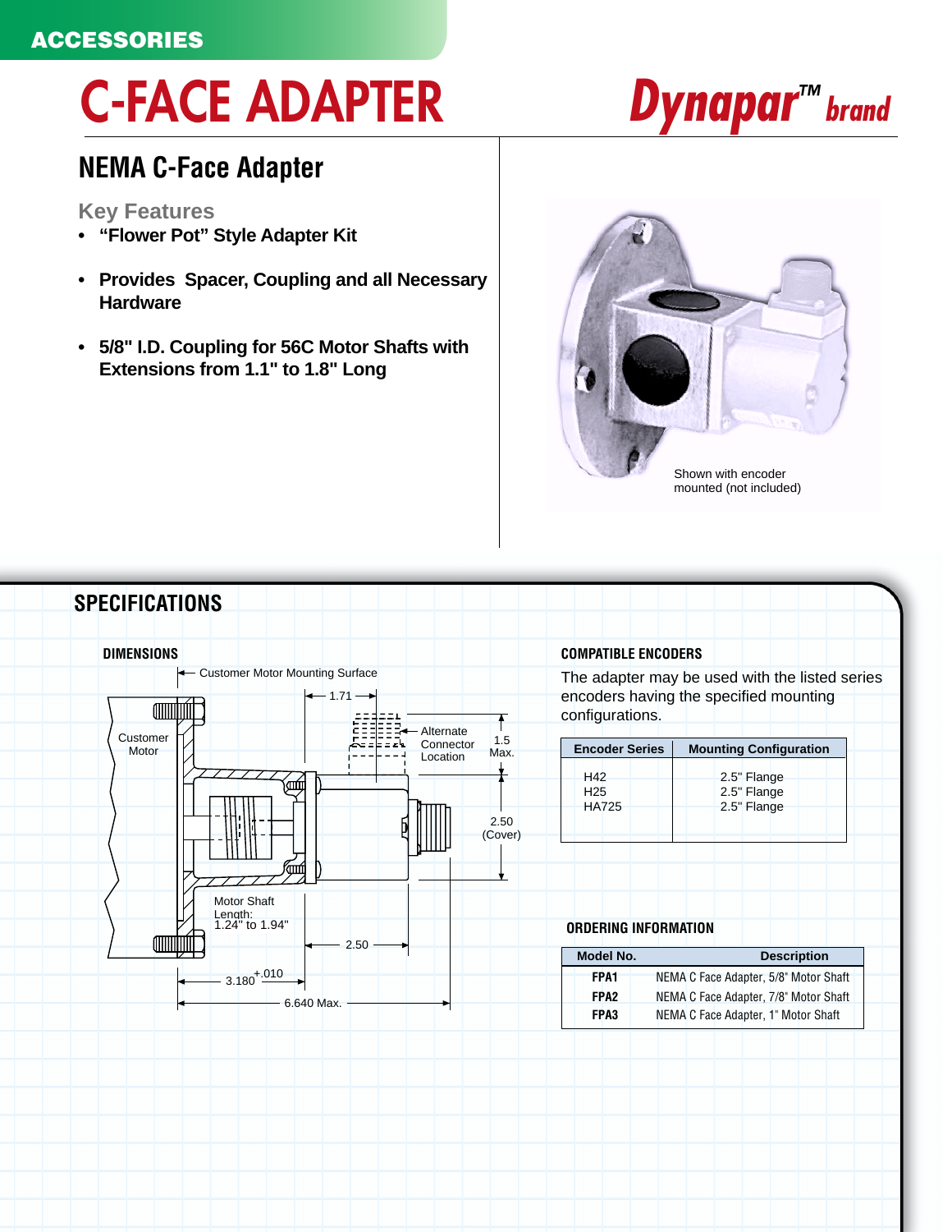ACCESSORIES

# C-FACE ADAPTER

Dynapar™ brand

## NEMA C-Face Adapter

### Key Features

- **“Flower Pot” Style Adapter Kit**
- **Provides Spacer, Coupling and all Necessary Hardware**
- **5/8" I.D. Coupling for 56C Motor Shafts with Extensions from 1.1" to 1.8" Long**

Shown with encoder mounted (not included)

## SPECIFICATIONS

### DIMENSIONS

Customer Motor Mounting Surface

Customer Motor

1.71

Alternate Connector Location

1.5 Max.

2.50 (Cover)

Motor Shaft Length: 1.24" to 1.94"

2.50

$3.180^{+.010}$

6.640 Max.

### COMPATIBLE ENCODERS

The adapter may be used with the listed series encoders having the specified mounting configurations.

| Encoder Series | Mounting Configuration |
|---|---|
| H42 | 2.5" Flange |
| H25 | 2.5" Flange |
| HA725 | 2.5" Flange |

### ORDERING INFORMATION

| Model No. | Description |
|---|---|
| **FPA1** | NEMA C Face Adapter, 5/8" Motor Shaft |
| **FPA2** | NEMA C Face Adapter, 7/8" Motor Shaft |
| **FPA3** | NEMA C Face Adapter, 1" Motor Shaft |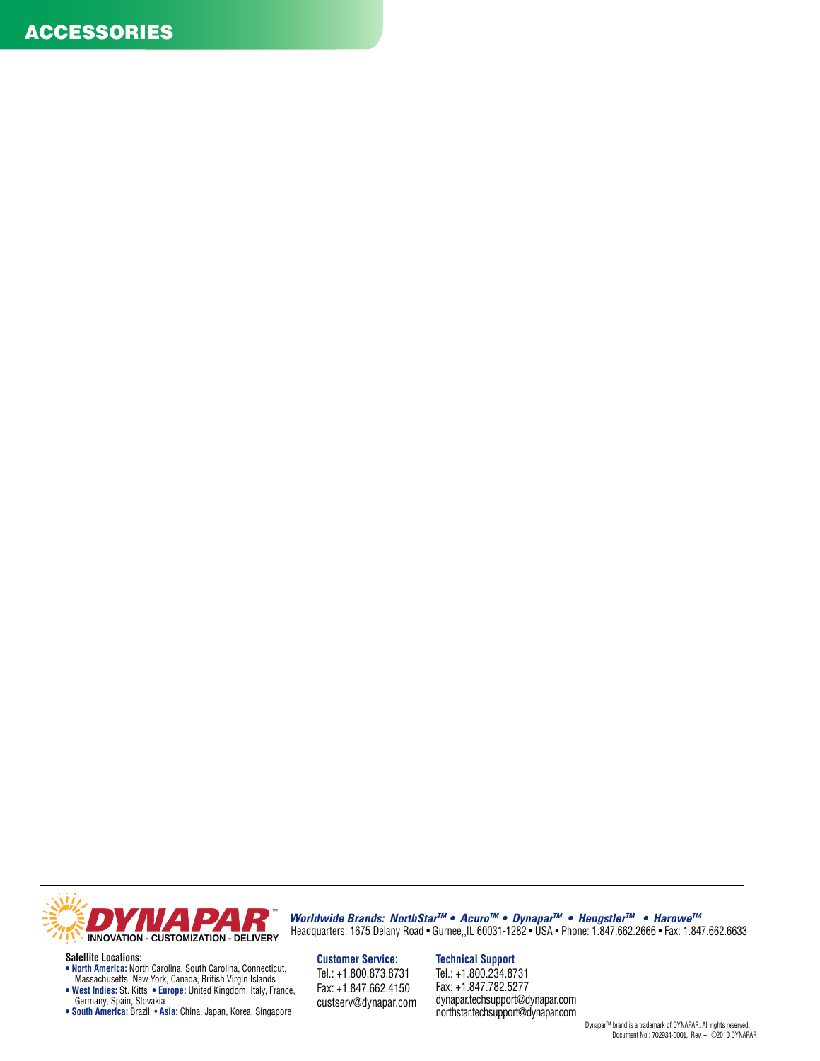# ACCESSORIES

DYNAPAR™ INNOVATION - CUSTOMIZATION - DELIVERY

***Worldwide Brands: NorthStar™ • Acuro™ • Dynapar™ • Hengstler™ • Harowe™***
Headquarters: 1675 Delany Road • Gurnee,,IL 60031-1282 • USA • Phone: 1.847.662.2666 • Fax: 1.847.662.6633

**Satellite Locations:**
- **North America:** North Carolina, South Carolina, Connecticut, Massachusetts, New York, Canada, British Virgin Islands
- **West Indies:** St. Kitts • **Europe:** United Kingdom, Italy, France, Germany, Spain, Slovakia
- **South America:** Brazil • **Asia:** China, Japan, Korea, Singapore

**Customer Service:**
Tel.: +1.800.873.8731
Fax: +1.847.662.4150
custserv@dynapar.com

**Technical Support**
Tel.: +1.800.234.8731
Fax: +1.847.782.5277
dynapar.techsupport@dynapar.com
northstar.techsupport@dynapar.com

Dynapar™ brand is a trademark of DYNAPAR. All rights reserved.
Document No.: 702934-0001, Rev. – ©2010 DYNAPAR